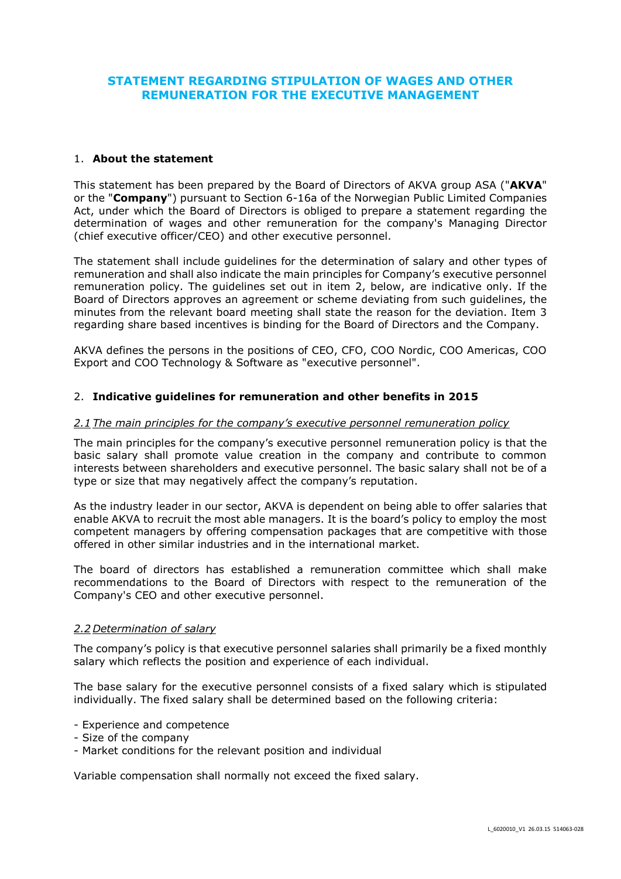# STATEMENT REGARDING STIPULATION OF WAGES AND OTHER REMUNERATION FOR THE EXECUTIVE MANAGEMENT

## 1. **About the statement**

This statement has been prepared by the Board of Directors of AKVA group ASA ("**AKVA**" or the "**Company**") pursuant to Section 6-16a of the Norwegian Public Limited Companies Act, under which the Board of Directors is obliged to prepare a statement regarding the determination of wages and other remuneration for the company's Managing Director (chief executive officer/CEO) and other executive personnel.

The statement shall include guidelines for the determination of salary and other types of remuneration and shall also indicate the main principles for Company's executive personnel remuneration policy. The guidelines set out in item 2, below, are indicative only. If the Board of Directors approves an agreement or scheme deviating from such guidelines, the minutes from the relevant board meeting shall state the reason for the deviation. Item 3 regarding share based incentives is binding for the Board of Directors and the Company.

AKVA defines the persons in the positions of CEO, CFO, COO Nordic, COO Americas, COO Export and COO Technology & Software as "executive personnel".

## 2. **Indicative guidelines for remuneration and other benefits in 2015**

### *2.1 The main principles for the company's executive personnel remuneration policy*

The main principles for the company's executive personnel remuneration policy is that the basic salary shall promote value creation in the company and contribute to common interests between shareholders and executive personnel. The basic salary shall not be of a type or size that may negatively affect the company's reputation.

As the industry leader in our sector, AKVA is dependent on being able to offer salaries that enable AKVA to recruit the most able managers. It is the board's policy to employ the most competent managers by offering compensation packages that are competitive with those offered in other similar industries and in the international market.

The board of directors has established a remuneration committee which shall make recommendations to the Board of Directors with respect to the remuneration of the Company's CEO and other executive personnel.

### *2.2 Determination of salary*

The company's policy is that executive personnel salaries shall primarily be a fixed monthly salary which reflects the position and experience of each individual.

The base salary for the executive personnel consists of a fixed salary which is stipulated individually. The fixed salary shall be determined based on the following criteria:

- Experience and competence
- Size of the company
- Market conditions for the relevant position and individual

Variable compensation shall normally not exceed the fixed salary.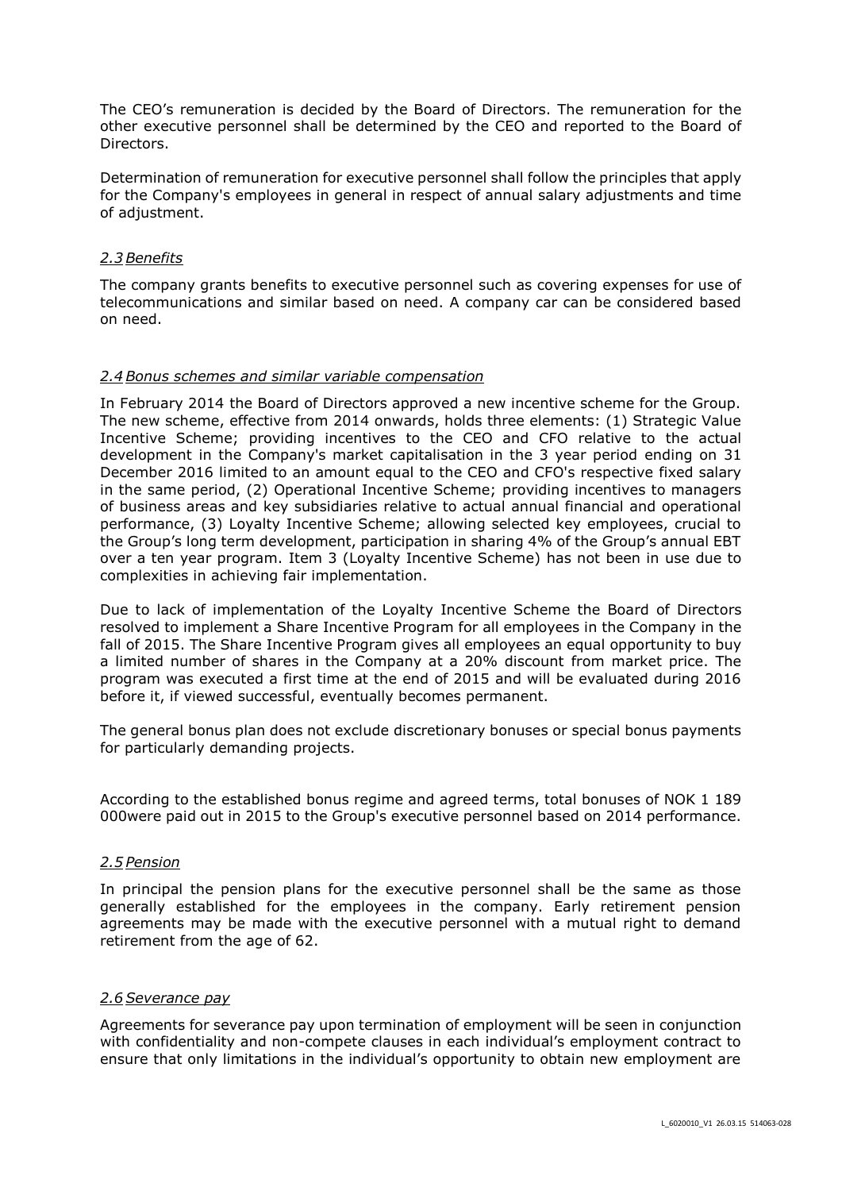The CEO's remuneration is decided by the Board of Directors. The remuneration for the other executive personnel shall be determined by the CEO and reported to the Board of Directors.

Determination of remuneration for executive personnel shall follow the principles that apply for the Company's employees in general in respect of annual salary adjustments and time of adjustment.

### *2.3 Benefits*

The company grants benefits to executive personnel such as covering expenses for use of telecommunications and similar based on need. A company car can be considered based on need.

### *2.4 Bonus schemes and similar variable compensation*

In February 2014 the Board of Directors approved a new incentive scheme for the Group. The new scheme, effective from 2014 onwards, holds three elements: (1) Strategic Value Incentive Scheme; providing incentives to the CEO and CFO relative to the actual development in the Company's market capitalisation in the 3 year period ending on 31 December 2016 limited to an amount equal to the CEO and CFO's respective fixed salary in the same period, (2) Operational Incentive Scheme; providing incentives to managers of business areas and key subsidiaries relative to actual annual financial and operational performance, (3) Loyalty Incentive Scheme; allowing selected key employees, crucial to the Group's long term development, participation in sharing 4% of the Group's annual EBT over a ten year program. Item 3 (Loyalty Incentive Scheme) has not been in use due to complexities in achieving fair implementation.

Due to lack of implementation of the Loyalty Incentive Scheme the Board of Directors resolved to implement a Share Incentive Program for all employees in the Company in the fall of 2015. The Share Incentive Program gives all employees an equal opportunity to buy a limited number of shares in the Company at a 20% discount from market price. The program was executed a first time at the end of 2015 and will be evaluated during 2016 before it, if viewed successful, eventually becomes permanent.

The general bonus plan does not exclude discretionary bonuses or special bonus payments for particularly demanding projects.

According to the established bonus regime and agreed terms, total bonuses of NOK 1 189 000were paid out in 2015 to the Group's executive personnel based on 2014 performance.

### *2.5 Pension*

In principal the pension plans for the executive personnel shall be the same as those generally established for the employees in the company. Early retirement pension agreements may be made with the executive personnel with a mutual right to demand retirement from the age of 62.

### *2.6 Severance pay*

Agreements for severance pay upon termination of employment will be seen in conjunction with confidentiality and non-compete clauses in each individual's employment contract to ensure that only limitations in the individual's opportunity to obtain new employment are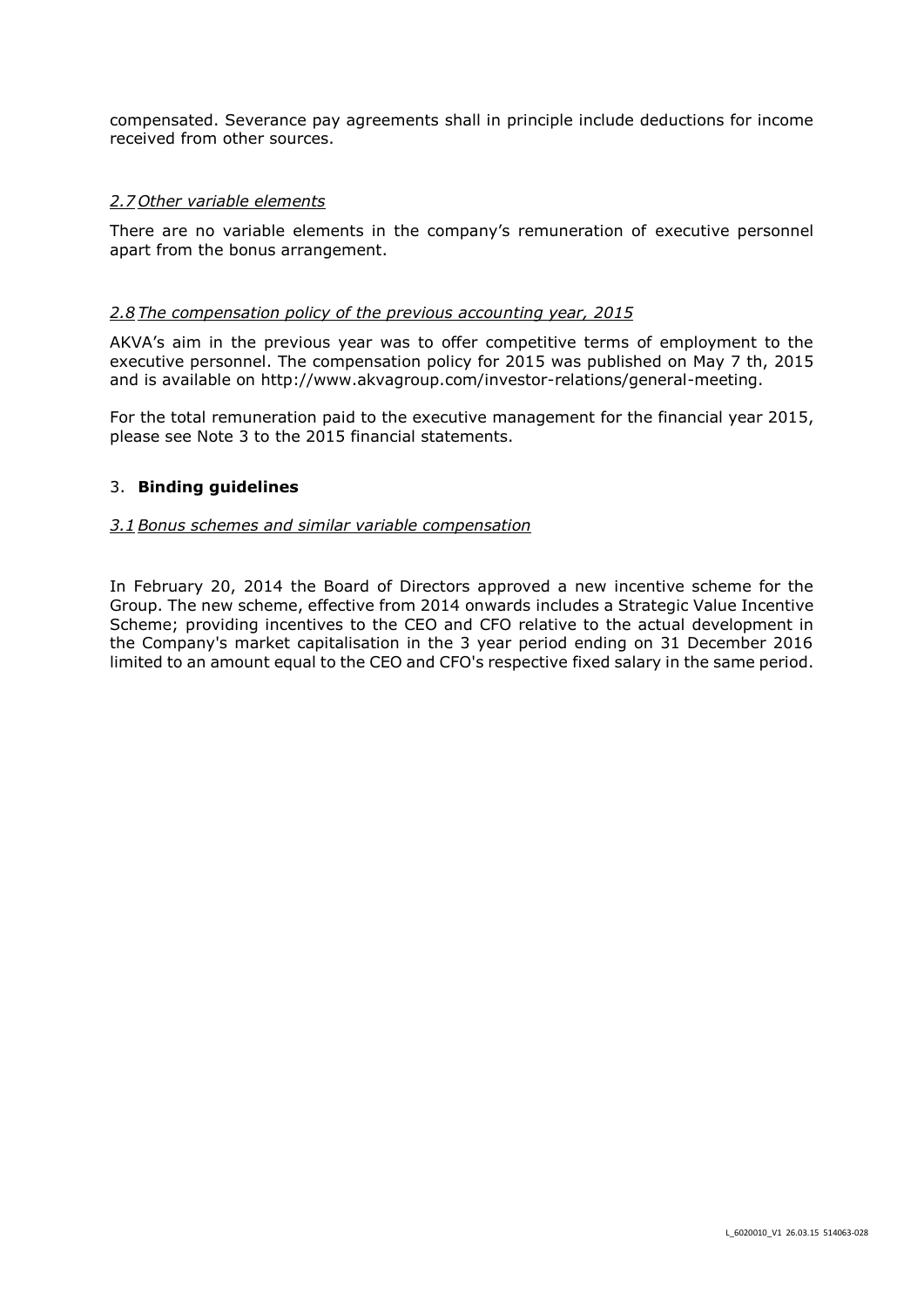compensated. Severance pay agreements shall in principle include deductions for income received from other sources.

### *2.7 Other variable elements*

There are no variable elements in the company's remuneration of executive personnel apart from the bonus arrangement.

### *2.8 The compensation policy of the previous accounting year, 2015*

AKVA's aim in the previous year was to offer competitive terms of employment to the executive personnel. The compensation policy for 2015 was published on May 7 th, 2015 and is available on http://www.akvagroup.com/investor-relations/general-meeting.

For the total remuneration paid to the executive management for the financial year 2015, please see Note 3 to the 2015 financial statements.

## 3. **Binding guidelines**

### *3.1 Bonus schemes and similar variable compensation*

In February 20, 2014 the Board of Directors approved a new incentive scheme for the Group. The new scheme, effective from 2014 onwards includes a Strategic Value Incentive Scheme; providing incentives to the CEO and CFO relative to the actual development in the Company's market capitalisation in the 3 year period ending on 31 December 2016 limited to an amount equal to the CEO and CFO's respective fixed salary in the same period.